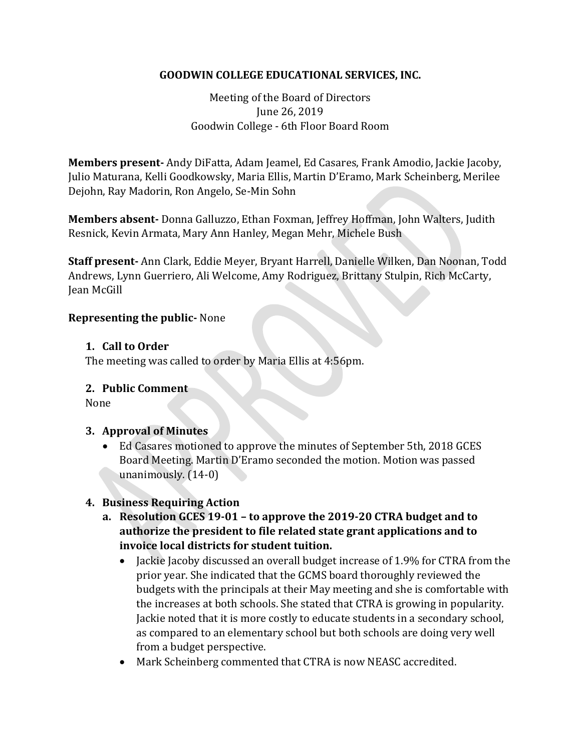**GOODWIN COLLEGE EDUCATIONAL SERVICES, INC.**

Meeting of the Board of Directors
June 26, 2019
Goodwin College - 6th Floor Board Room

**Members present-** Andy DiFatta, Adam Jeamel, Ed Casares, Frank Amodio, Jackie Jacoby, Julio Maturana, Kelli Goodkowsky, Maria Ellis, Martin D'Eramo, Mark Scheinberg, Merilee Dejohn, Ray Madorin, Ron Angelo, Se-Min Sohn

**Members absent-** Donna Galluzzo, Ethan Foxman, Jeffrey Hoffman, John Walters, Judith Resnick, Kevin Armata, Mary Ann Hanley, Megan Mehr, Michele Bush

**Staff present-** Ann Clark, Eddie Meyer, Bryant Harrell, Danielle Wilken, Dan Noonan, Todd Andrews, Lynn Guerriero, Ali Welcome, Amy Rodriguez, Brittany Stulpin, Rich McCarty, Jean McGill

**Representing the public-** None

1. **Call to Order**

The meeting was called to order by Maria Ellis at 4:56pm.

2. **Public Comment**

None

3. **Approval of Minutes**
   - Ed Casares motioned to approve the minutes of September 5th, 2018 GCES Board Meeting. Martin D'Eramo seconded the motion. Motion was passed unanimously. (14-0)

4. **Business Requiring Action**
   a. **Resolution GCES 19-01 – to approve the 2019-20 CTRA budget and to authorize the president to file related state grant applications and to invoice local districts for student tuition.**
      - Jackie Jacoby discussed an overall budget increase of 1.9% for CTRA from the prior year. She indicated that the GCMS board thoroughly reviewed the budgets with the principals at their May meeting and she is comfortable with the increases at both schools. She stated that CTRA is growing in popularity. Jackie noted that it is more costly to educate students in a secondary school, as compared to an elementary school but both schools are doing very well from a budget perspective.
      - Mark Scheinberg commented that CTRA is now NEASC accredited.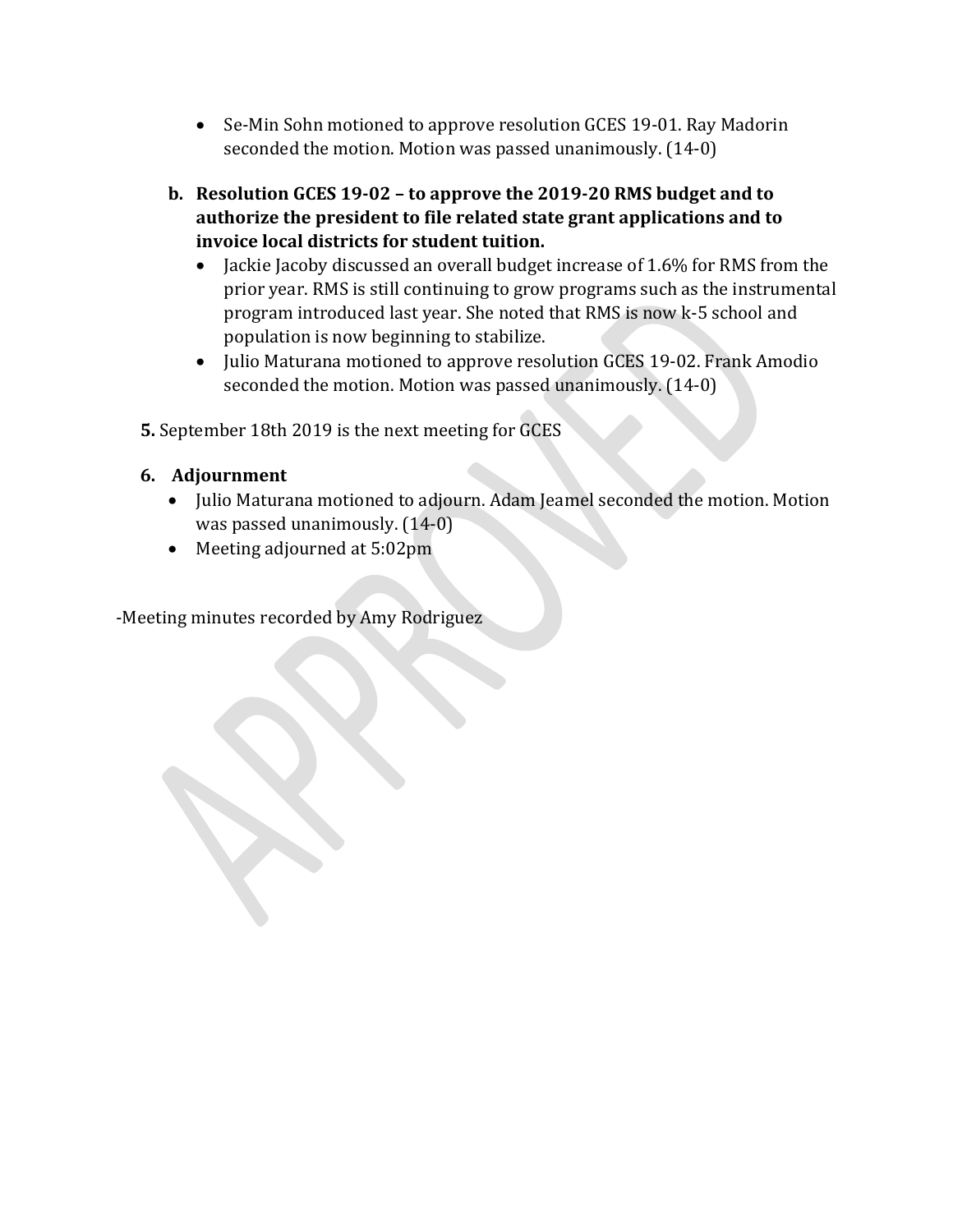- Se-Min Sohn motioned to approve resolution GCES 19-01. Ray Madorin seconded the motion. Motion was passed unanimously. (14-0)

**b. Resolution GCES 19-02 – to approve the 2019-20 RMS budget and to authorize the president to file related state grant applications and to invoice local districts for student tuition.**

- Jackie Jacoby discussed an overall budget increase of 1.6% for RMS from the prior year. RMS is still continuing to grow programs such as the instrumental program introduced last year. She noted that RMS is now k-5 school and population is now beginning to stabilize.
- Julio Maturana motioned to approve resolution GCES 19-02. Frank Amodio seconded the motion. Motion was passed unanimously. (14-0)

**5.** September 18th 2019 is the next meeting for GCES

**6. Adjournment**

- Julio Maturana motioned to adjourn. Adam Jeamel seconded the motion. Motion was passed unanimously. (14-0)
- Meeting adjourned at 5:02pm

-Meeting minutes recorded by Amy Rodriguez